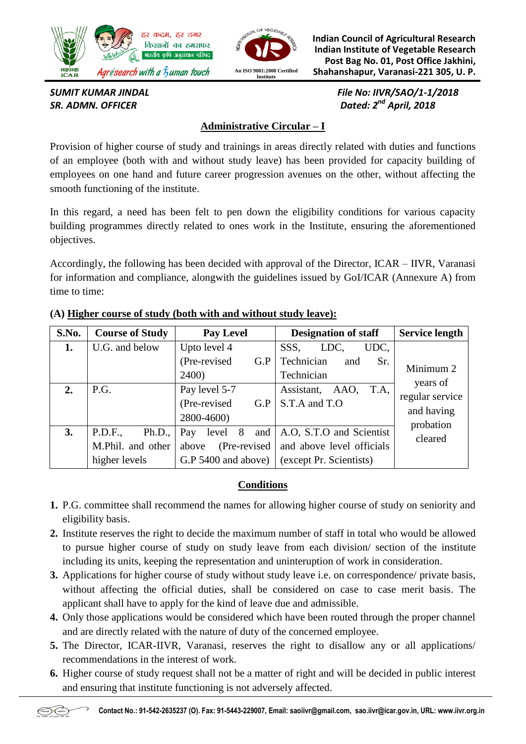Indian Council of Agricultural Research
Indian Institute of Vegetable Research
Post Bag No. 01, Post Office Jakhini,
Shahanshapur, Varanasi-221 305, U. P.

हर कदम, हर डगर किसानों का हमसफर भारतीय कृषि अनुसंधान परिषद

Agrisearch with a human touch

An ISO 9001:2008 Certified Institute

***SUMIT KUMAR JINDAL***
***SR. ADMN. OFFICER***

***File No: IIVR/SAO/1-1/2018***
***Dated: 2nd April, 2018***

## Administrative Circular – I

Provision of higher course of study and trainings in areas directly related with duties and functions of an employee (both with and without study leave) has been provided for capacity building of employees on one hand and future career progression avenues on the other, without affecting the smooth functioning of the institute.

In this regard, a need has been felt to pen down the eligibility conditions for various capacity building programmes directly related to ones work in the Institute, ensuring the aforementioned objectives.

Accordingly, the following has been decided with approval of the Director, ICAR – IIVR, Varanasi for information and compliance, alongwith the guidelines issued by GoI/ICAR (Annexure A) from time to time:

**(A) Higher course of study (both with and without study leave):**

| S.No. | Course of Study | Pay Level | Designation of staff | Service length |
|---|---|---|---|---|
| 1. | U.G. and below | Upto level 4 (Pre-revised G.P 2400) | SSS, LDC, UDC, Technician and Sr. Technician | Minimum 2 years of regular service and having probation cleared |
| 2. | P.G. | Pay level 5-7 (Pre-revised G.P 2800-4600) | Assistant, AAO, T.A, S.T.A and T.O | |
| 3. | P.D.F., Ph.D., M.Phil. and other higher levels | Pay level 8 and above (Pre-revised G.P 5400 and above) | A.O, S.T.O and Scientist and above level officials (except Pr. Scientists) | |

### Conditions

1. P.G. committee shall recommend the names for allowing higher course of study on seniority and eligibility basis.
2. Institute reserves the right to decide the maximum number of staff in total who would be allowed to pursue higher course of study on study leave from each division/ section of the institute including its units, keeping the representation and uninteruption of work in consideration.
3. Applications for higher course of study without study leave i.e. on correspondence/ private basis, without affecting the official duties, shall be considered on case to case merit basis. The applicant shall have to apply for the kind of leave due and admissible.
4. Only those applications would be considered which have been routed through the proper channel and are directly related with the nature of duty of the concerned employee.
5. The Director, ICAR-IIVR, Varanasi, reserves the right to disallow any or all applications/ recommendations in the interest of work.
6. Higher course of study request shall not be a matter of right and will be decided in public interest and ensuring that institute functioning is not adversely affected.

Contact No.: 91-542-2635237 (O). Fax: 91-5443-229007, Email: saoiivr@gmail.com, sao.iivr@icar.gov.in, URL: www.iivr.org.in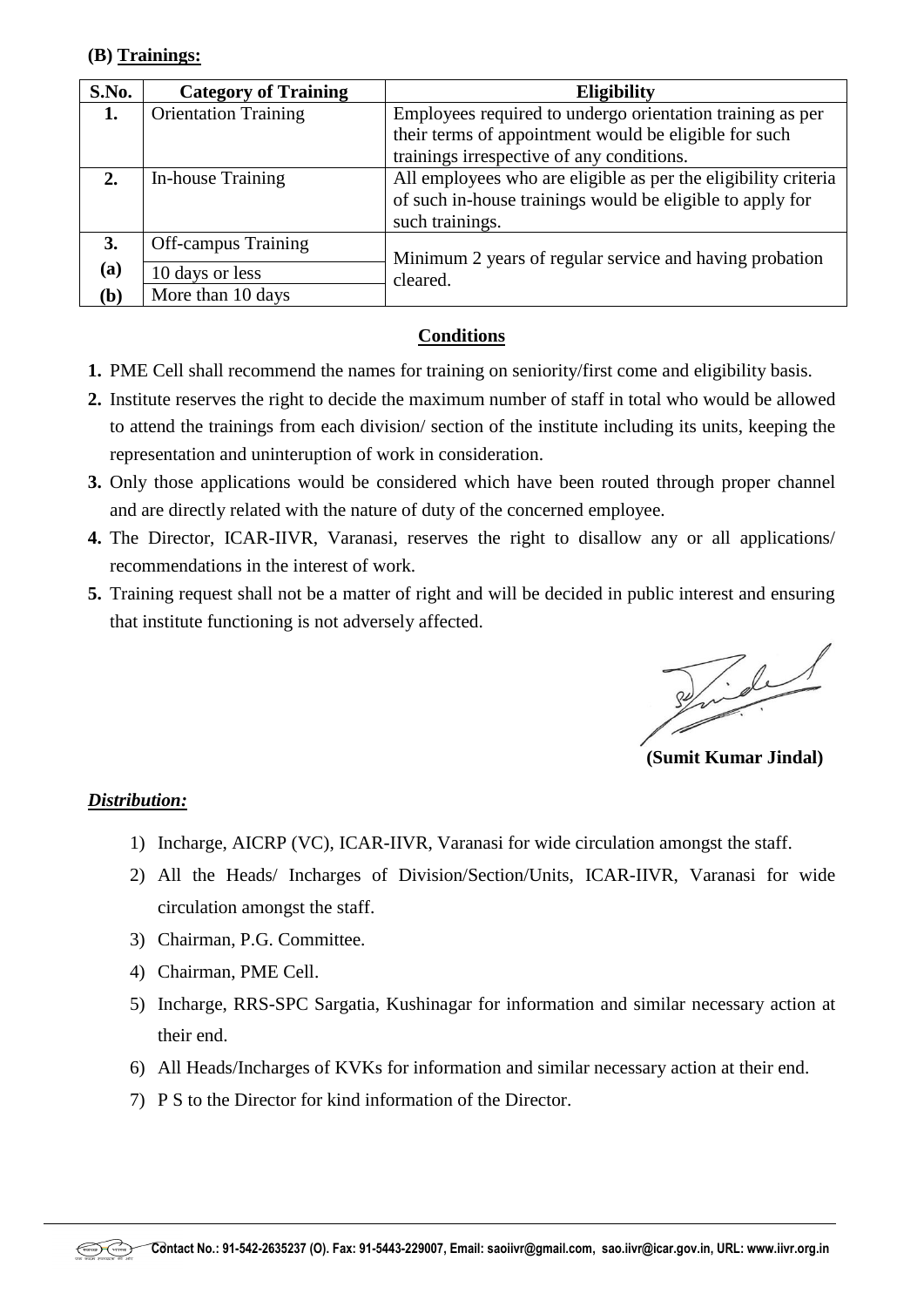**(B) Trainings:**

| S.No. | Category of Training | Eligibility |
|---|---|---|
| **1.** | Orientation Training | Employees required to undergo orientation training as per their terms of appointment would be eligible for such trainings irrespective of any conditions. |
| **2.** | In-house Training | All employees who are eligible as per the eligibility criteria of such in-house trainings would be eligible to apply for such trainings. |
| **3.** | Off-campus Training | Minimum 2 years of regular service and having probation cleared. |
| **(a)** | 10 days or less | |
| **(b)** | More than 10 days | |

**Conditions**

1. PME Cell shall recommend the names for training on seniority/first come and eligibility basis.
2. Institute reserves the right to decide the maximum number of staff in total who would be allowed to attend the trainings from each division/ section of the institute including its units, keeping the representation and uninteruption of work in consideration.
3. Only those applications would be considered which have been routed through proper channel and are directly related with the nature of duty of the concerned employee.
4. The Director, ICAR-IIVR, Varanasi, reserves the right to disallow any or all applications/ recommendations in the interest of work.
5. Training request shall not be a matter of right and will be decided in public interest and ensuring that institute functioning is not adversely affected.

Sd/-

**(Sumit Kumar Jindal)**

***Distribution:***

1) Incharge, AICRP (VC), ICAR-IIVR, Varanasi for wide circulation amongst the staff.
2) All the Heads/ Incharges of Division/Section/Units, ICAR-IIVR, Varanasi for wide circulation amongst the staff.
3) Chairman, P.G. Committee.
4) Chairman, PME Cell.
5) Incharge, RRS-SPC Sargatia, Kushinagar for information and similar necessary action at their end.
6) All Heads/Incharges of KVKs for information and similar necessary action at their end.
7) P S to the Director for kind information of the Director.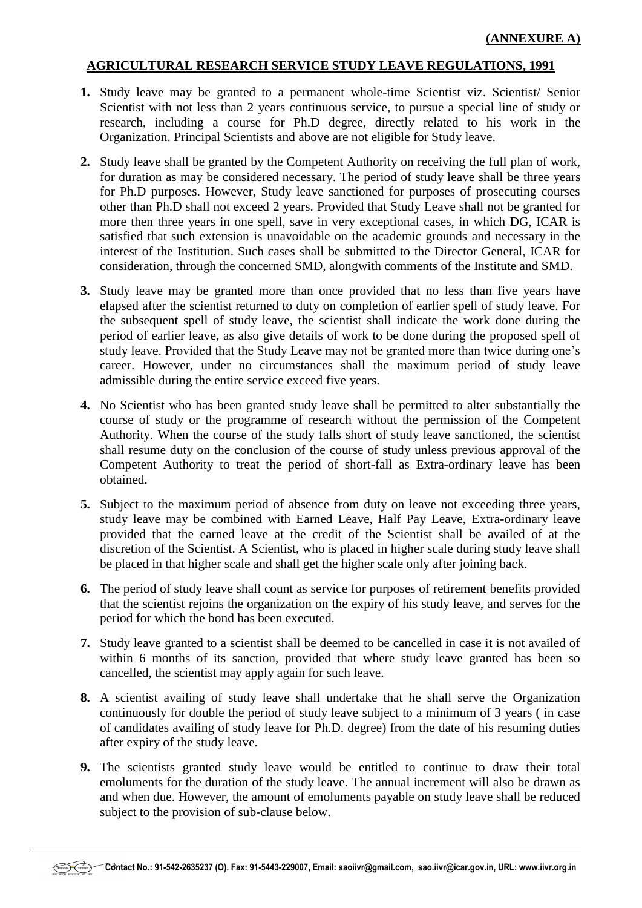**(ANNEXURE A)**

## AGRICULTURAL RESEARCH SERVICE STUDY LEAVE REGULATIONS, 1991

1. Study leave may be granted to a permanent whole-time Scientist viz. Scientist/ Senior Scientist with not less than 2 years continuous service, to pursue a special line of study or research, including a course for Ph.D degree, directly related to his work in the Organization. Principal Scientists and above are not eligible for Study leave.

2. Study leave shall be granted by the Competent Authority on receiving the full plan of work, for duration as may be considered necessary. The period of study leave shall be three years for Ph.D purposes. However, Study leave sanctioned for purposes of prosecuting courses other than Ph.D shall not exceed 2 years. Provided that Study Leave shall not be granted for more then three years in one spell, save in very exceptional cases, in which DG, ICAR is satisfied that such extension is unavoidable on the academic grounds and necessary in the interest of the Institution. Such cases shall be submitted to the Director General, ICAR for consideration, through the concerned SMD, alongwith comments of the Institute and SMD.

3. Study leave may be granted more than once provided that no less than five years have elapsed after the scientist returned to duty on completion of earlier spell of study leave. For the subsequent spell of study leave, the scientist shall indicate the work done during the period of earlier leave, as also give details of work to be done during the proposed spell of study leave. Provided that the Study Leave may not be granted more than twice during one's career. However, under no circumstances shall the maximum period of study leave admissible during the entire service exceed five years.

4. No Scientist who has been granted study leave shall be permitted to alter substantially the course of study or the programme of research without the permission of the Competent Authority. When the course of the study falls short of study leave sanctioned, the scientist shall resume duty on the conclusion of the course of study unless previous approval of the Competent Authority to treat the period of short-fall as Extra-ordinary leave has been obtained.

5. Subject to the maximum period of absence from duty on leave not exceeding three years, study leave may be combined with Earned Leave, Half Pay Leave, Extra-ordinary leave provided that the earned leave at the credit of the Scientist shall be availed of at the discretion of the Scientist. A Scientist, who is placed in higher scale during study leave shall be placed in that higher scale and shall get the higher scale only after joining back.

6. The period of study leave shall count as service for purposes of retirement benefits provided that the scientist rejoins the organization on the expiry of his study leave, and serves for the period for which the bond has been executed.

7. Study leave granted to a scientist shall be deemed to be cancelled in case it is not availed of within 6 months of its sanction, provided that where study leave granted has been so cancelled, the scientist may apply again for such leave.

8. A scientist availing of study leave shall undertake that he shall serve the Organization continuously for double the period of study leave subject to a minimum of 3 years ( in case of candidates availing of study leave for Ph.D. degree) from the date of his resuming duties after expiry of the study leave.

9. The scientists granted study leave would be entitled to continue to draw their total emoluments for the duration of the study leave. The annual increment will also be drawn as and when due. However, the amount of emoluments payable on study leave shall be reduced subject to the provision of sub-clause below.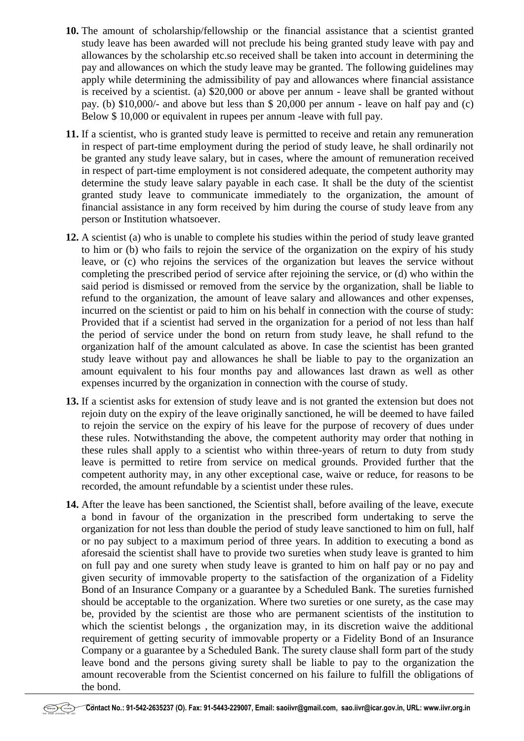**10.** The amount of scholarship/fellowship or the financial assistance that a scientist granted study leave has been awarded will not preclude his being granted study leave with pay and allowances by the scholarship etc.so received shall be taken into account in determining the pay and allowances on which the study leave may be granted. The following guidelines may apply while determining the admissibility of pay and allowances where financial assistance is received by a scientist. (a) $20,000 or above per annum - leave shall be granted without pay. (b) $10,000/- and above but less than $ 20,000 per annum - leave on half pay and (c) Below $ 10,000 or equivalent in rupees per annum -leave with full pay.

**11.** If a scientist, who is granted study leave is permitted to receive and retain any remuneration in respect of part-time employment during the period of study leave, he shall ordinarily not be granted any study leave salary, but in cases, where the amount of remuneration received in respect of part-time employment is not considered adequate, the competent authority may determine the study leave salary payable in each case. It shall be the duty of the scientist granted study leave to communicate immediately to the organization, the amount of financial assistance in any form received by him during the course of study leave from any person or Institution whatsoever.

**12.** A scientist (a) who is unable to complete his studies within the period of study leave granted to him or (b) who fails to rejoin the service of the organization on the expiry of his study leave, or (c) who rejoins the services of the organization but leaves the service without completing the prescribed period of service after rejoining the service, or (d) who within the said period is dismissed or removed from the service by the organization, shall be liable to refund to the organization, the amount of leave salary and allowances and other expenses, incurred on the scientist or paid to him on his behalf in connection with the course of study: Provided that if a scientist had served in the organization for a period of not less than half the period of service under the bond on return from study leave, he shall refund to the organization half of the amount calculated as above. In case the scientist has been granted study leave without pay and allowances he shall be liable to pay to the organization an amount equivalent to his four months pay and allowances last drawn as well as other expenses incurred by the organization in connection with the course of study.

**13.** If a scientist asks for extension of study leave and is not granted the extension but does not rejoin duty on the expiry of the leave originally sanctioned, he will be deemed to have failed to rejoin the service on the expiry of his leave for the purpose of recovery of dues under these rules. Notwithstanding the above, the competent authority may order that nothing in these rules shall apply to a scientist who within three-years of return to duty from study leave is permitted to retire from service on medical grounds. Provided further that the competent authority may, in any other exceptional case, waive or reduce, for reasons to be recorded, the amount refundable by a scientist under these rules.

**14.** After the leave has been sanctioned, the Scientist shall, before availing of the leave, execute a bond in favour of the organization in the prescribed form undertaking to serve the organization for not less than double the period of study leave sanctioned to him on full, half or no pay subject to a maximum period of three years. In addition to executing a bond as aforesaid the scientist shall have to provide two sureties when study leave is granted to him on full pay and one surety when study leave is granted to him on half pay or no pay and given security of immovable property to the satisfaction of the organization of a Fidelity Bond of an Insurance Company or a guarantee by a Scheduled Bank. The sureties furnished should be acceptable to the organization. Where two sureties or one surety, as the case may be, provided by the scientist are those who are permanent scientists of the institution to which the scientist belongs , the organization may, in its discretion waive the additional requirement of getting security of immovable property or a Fidelity Bond of an Insurance Company or a guarantee by a Scheduled Bank. The surety clause shall form part of the study leave bond and the persons giving surety shall be liable to pay to the organization the amount recoverable from the Scientist concerned on his failure to fulfill the obligations of the bond.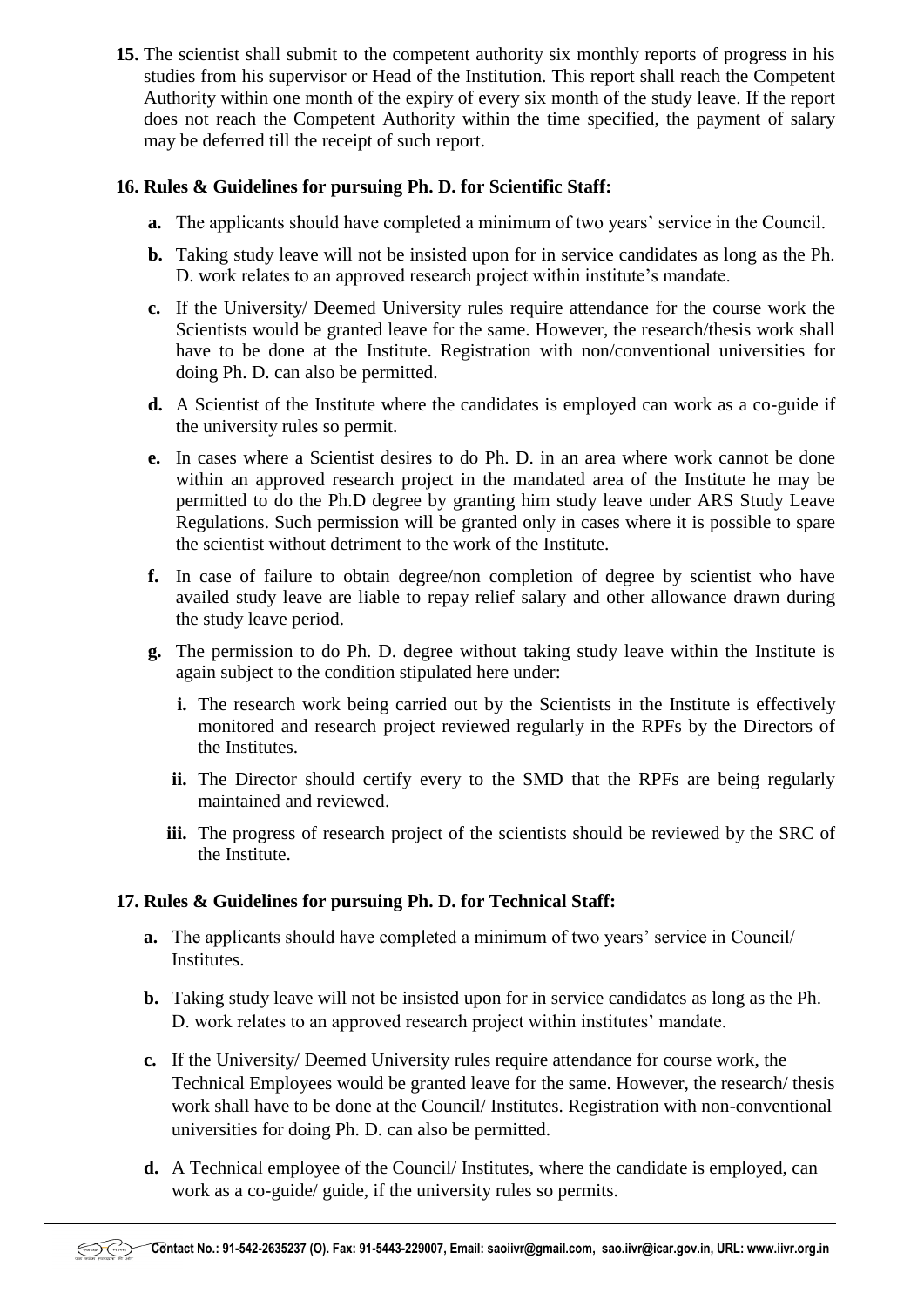**15.** The scientist shall submit to the competent authority six monthly reports of progress in his studies from his supervisor or Head of the Institution. This report shall reach the Competent Authority within one month of the expiry of every six month of the study leave. If the report does not reach the Competent Authority within the time specified, the payment of salary may be deferred till the receipt of such report.

**16. Rules & Guidelines for pursuing Ph. D. for Scientific Staff:**

- **a.** The applicants should have completed a minimum of two years' service in the Council.
- **b.** Taking study leave will not be insisted upon for in service candidates as long as the Ph. D. work relates to an approved research project within institute's mandate.
- **c.** If the University/ Deemed University rules require attendance for the course work the Scientists would be granted leave for the same. However, the research/thesis work shall have to be done at the Institute. Registration with non/conventional universities for doing Ph. D. can also be permitted.
- **d.** A Scientist of the Institute where the candidates is employed can work as a co-guide if the university rules so permit.
- **e.** In cases where a Scientist desires to do Ph. D. in an area where work cannot be done within an approved research project in the mandated area of the Institute he may be permitted to do the Ph.D degree by granting him study leave under ARS Study Leave Regulations. Such permission will be granted only in cases where it is possible to spare the scientist without detriment to the work of the Institute.
- **f.** In case of failure to obtain degree/non completion of degree by scientist who have availed study leave are liable to repay relief salary and other allowance drawn during the study leave period.
- **g.** The permission to do Ph. D. degree without taking study leave within the Institute is again subject to the condition stipulated here under:
  - **i.** The research work being carried out by the Scientists in the Institute is effectively monitored and research project reviewed regularly in the RPFs by the Directors of the Institutes.
  - **ii.** The Director should certify every to the SMD that the RPFs are being regularly maintained and reviewed.
  - **iii.** The progress of research project of the scientists should be reviewed by the SRC of the Institute.

**17. Rules & Guidelines for pursuing Ph. D. for Technical Staff:**

- **a.** The applicants should have completed a minimum of two years' service in Council/ Institutes.
- **b.** Taking study leave will not be insisted upon for in service candidates as long as the Ph. D. work relates to an approved research project within institutes' mandate.
- **c.** If the University/ Deemed University rules require attendance for course work, the Technical Employees would be granted leave for the same. However, the research/ thesis work shall have to be done at the Council/ Institutes. Registration with non-conventional universities for doing Ph. D. can also be permitted.
- **d.** A Technical employee of the Council/ Institutes, where the candidate is employed, can work as a co-guide/ guide, if the university rules so permits.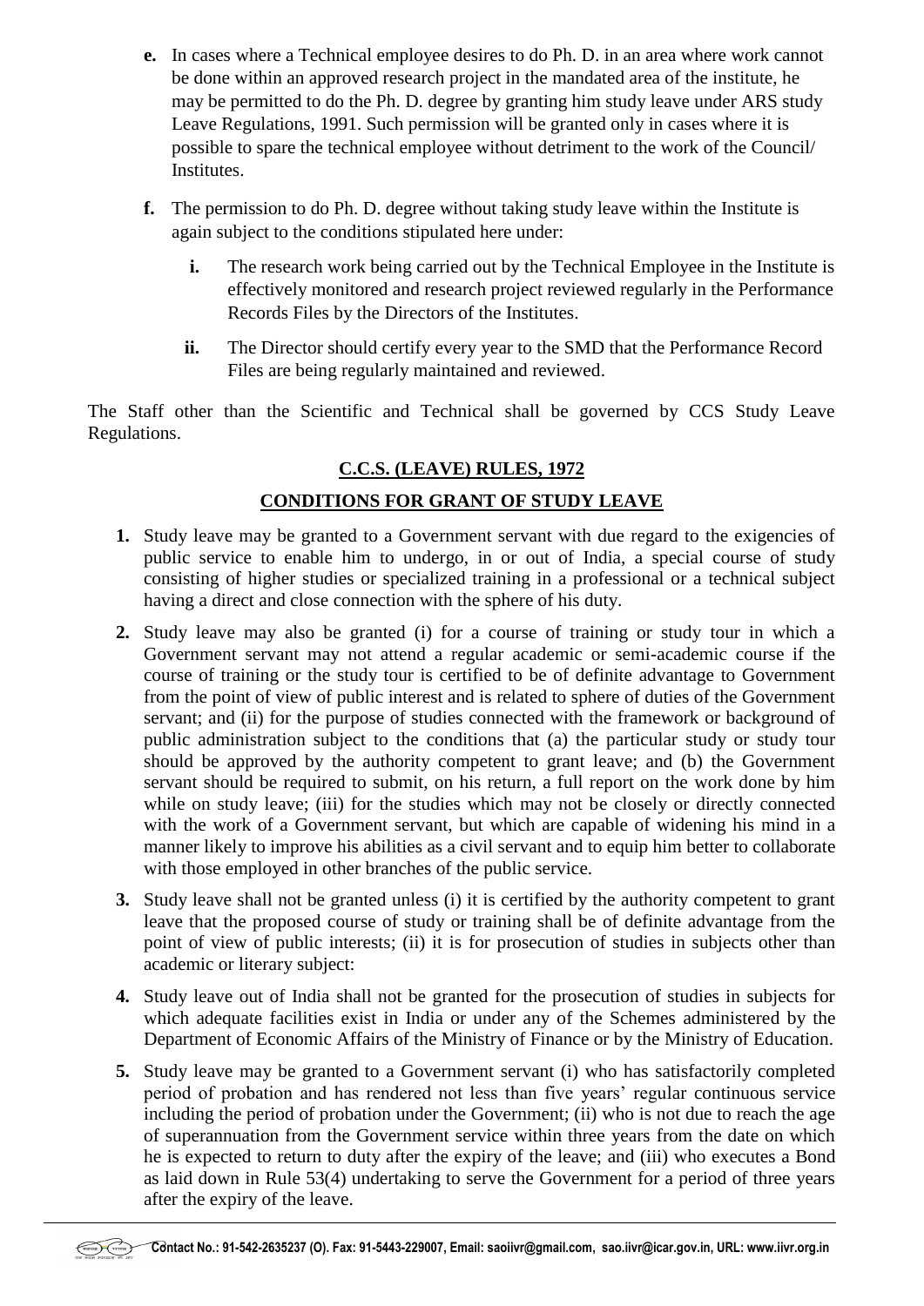**e.** In cases where a Technical employee desires to do Ph. D. in an area where work cannot be done within an approved research project in the mandated area of the institute, he may be permitted to do the Ph. D. degree by granting him study leave under ARS study Leave Regulations, 1991. Such permission will be granted only in cases where it is possible to spare the technical employee without detriment to the work of the Council/ Institutes.

**f.** The permission to do Ph. D. degree without taking study leave within the Institute is again subject to the conditions stipulated here under:

  **i.** The research work being carried out by the Technical Employee in the Institute is effectively monitored and research project reviewed regularly in the Performance Records Files by the Directors of the Institutes.

  **ii.** The Director should certify every year to the SMD that the Performance Record Files are being regularly maintained and reviewed.

The Staff other than the Scientific and Technical shall be governed by CCS Study Leave Regulations.

## C.C.S. (LEAVE) RULES, 1972

## CONDITIONS FOR GRANT OF STUDY LEAVE

1. Study leave may be granted to a Government servant with due regard to the exigencies of public service to enable him to undergo, in or out of India, a special course of study consisting of higher studies or specialized training in a professional or a technical subject having a direct and close connection with the sphere of his duty.

2. Study leave may also be granted (i) for a course of training or study tour in which a Government servant may not attend a regular academic or semi-academic course if the course of training or the study tour is certified to be of definite advantage to Government from the point of view of public interest and is related to sphere of duties of the Government servant; and (ii) for the purpose of studies connected with the framework or background of public administration subject to the conditions that (a) the particular study or study tour should be approved by the authority competent to grant leave; and (b) the Government servant should be required to submit, on his return, a full report on the work done by him while on study leave; (iii) for the studies which may not be closely or directly connected with the work of a Government servant, but which are capable of widening his mind in a manner likely to improve his abilities as a civil servant and to equip him better to collaborate with those employed in other branches of the public service.

3. Study leave shall not be granted unless (i) it is certified by the authority competent to grant leave that the proposed course of study or training shall be of definite advantage from the point of view of public interests; (ii) it is for prosecution of studies in subjects other than academic or literary subject:

4. Study leave out of India shall not be granted for the prosecution of studies in subjects for which adequate facilities exist in India or under any of the Schemes administered by the Department of Economic Affairs of the Ministry of Finance or by the Ministry of Education.

5. Study leave may be granted to a Government servant (i) who has satisfactorily completed period of probation and has rendered not less than five years' regular continuous service including the period of probation under the Government; (ii) who is not due to reach the age of superannuation from the Government service within three years from the date on which he is expected to return to duty after the expiry of the leave; and (iii) who executes a Bond as laid down in Rule 53(4) undertaking to serve the Government for a period of three years after the expiry of the leave.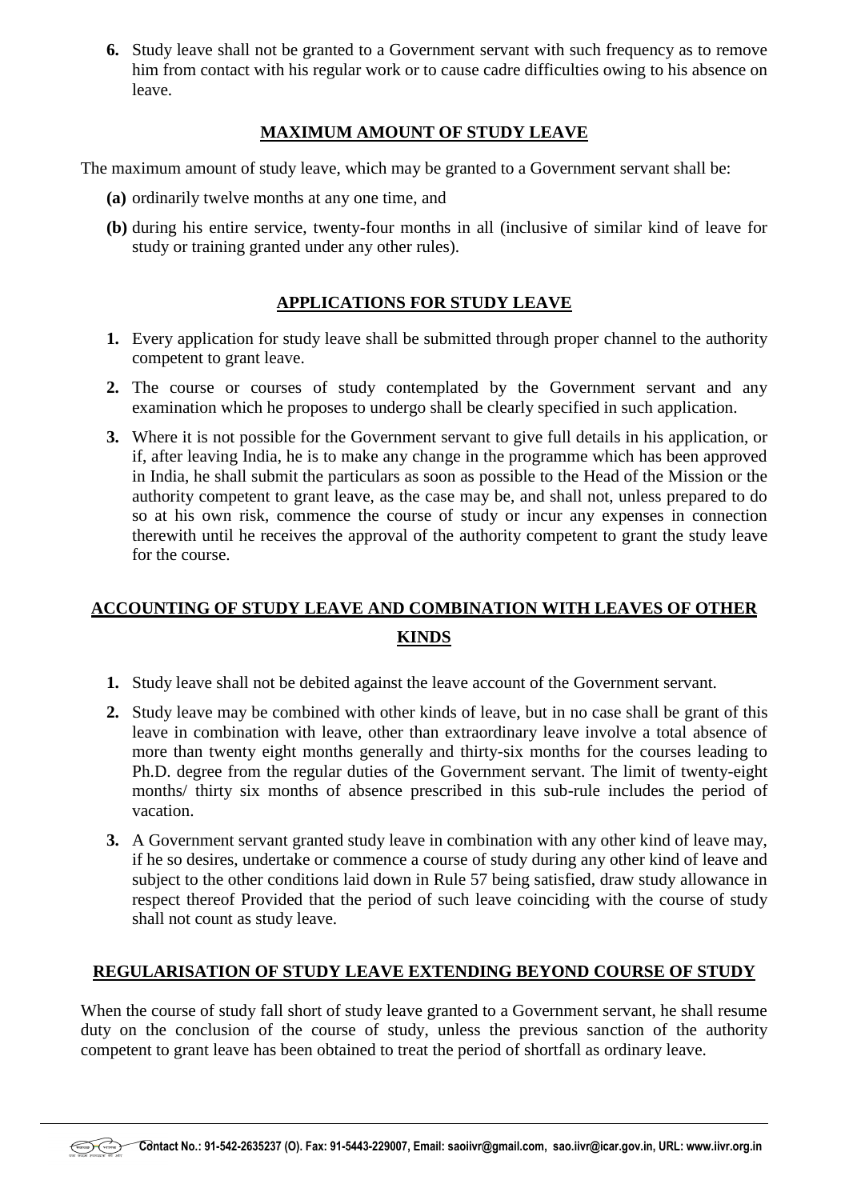6. Study leave shall not be granted to a Government servant with such frequency as to remove him from contact with his regular work or to cause cadre difficulties owing to his absence on leave.

## MAXIMUM AMOUNT OF STUDY LEAVE

The maximum amount of study leave, which may be granted to a Government servant shall be:

**(a)** ordinarily twelve months at any one time, and

**(b)** during his entire service, twenty-four months in all (inclusive of similar kind of leave for study or training granted under any other rules).

## APPLICATIONS FOR STUDY LEAVE

1. Every application for study leave shall be submitted through proper channel to the authority competent to grant leave.
2. The course or courses of study contemplated by the Government servant and any examination which he proposes to undergo shall be clearly specified in such application.
3. Where it is not possible for the Government servant to give full details in his application, or if, after leaving India, he is to make any change in the programme which has been approved in India, he shall submit the particulars as soon as possible to the Head of the Mission or the authority competent to grant leave, as the case may be, and shall not, unless prepared to do so at his own risk, commence the course of study or incur any expenses in connection therewith until he receives the approval of the authority competent to grant the study leave for the course.

## ACCOUNTING OF STUDY LEAVE AND COMBINATION WITH LEAVES OF OTHER KINDS

1. Study leave shall not be debited against the leave account of the Government servant.
2. Study leave may be combined with other kinds of leave, but in no case shall be grant of this leave in combination with leave, other than extraordinary leave involve a total absence of more than twenty eight months generally and thirty-six months for the courses leading to Ph.D. degree from the regular duties of the Government servant. The limit of twenty-eight months/ thirty six months of absence prescribed in this sub-rule includes the period of vacation.
3. A Government servant granted study leave in combination with any other kind of leave may, if he so desires, undertake or commence a course of study during any other kind of leave and subject to the other conditions laid down in Rule 57 being satisfied, draw study allowance in respect thereof Provided that the period of such leave coinciding with the course of study shall not count as study leave.

## REGULARISATION OF STUDY LEAVE EXTENDING BEYOND COURSE OF STUDY

When the course of study fall short of study leave granted to a Government servant, he shall resume duty on the conclusion of the course of study, unless the previous sanction of the authority competent to grant leave has been obtained to treat the period of shortfall as ordinary leave.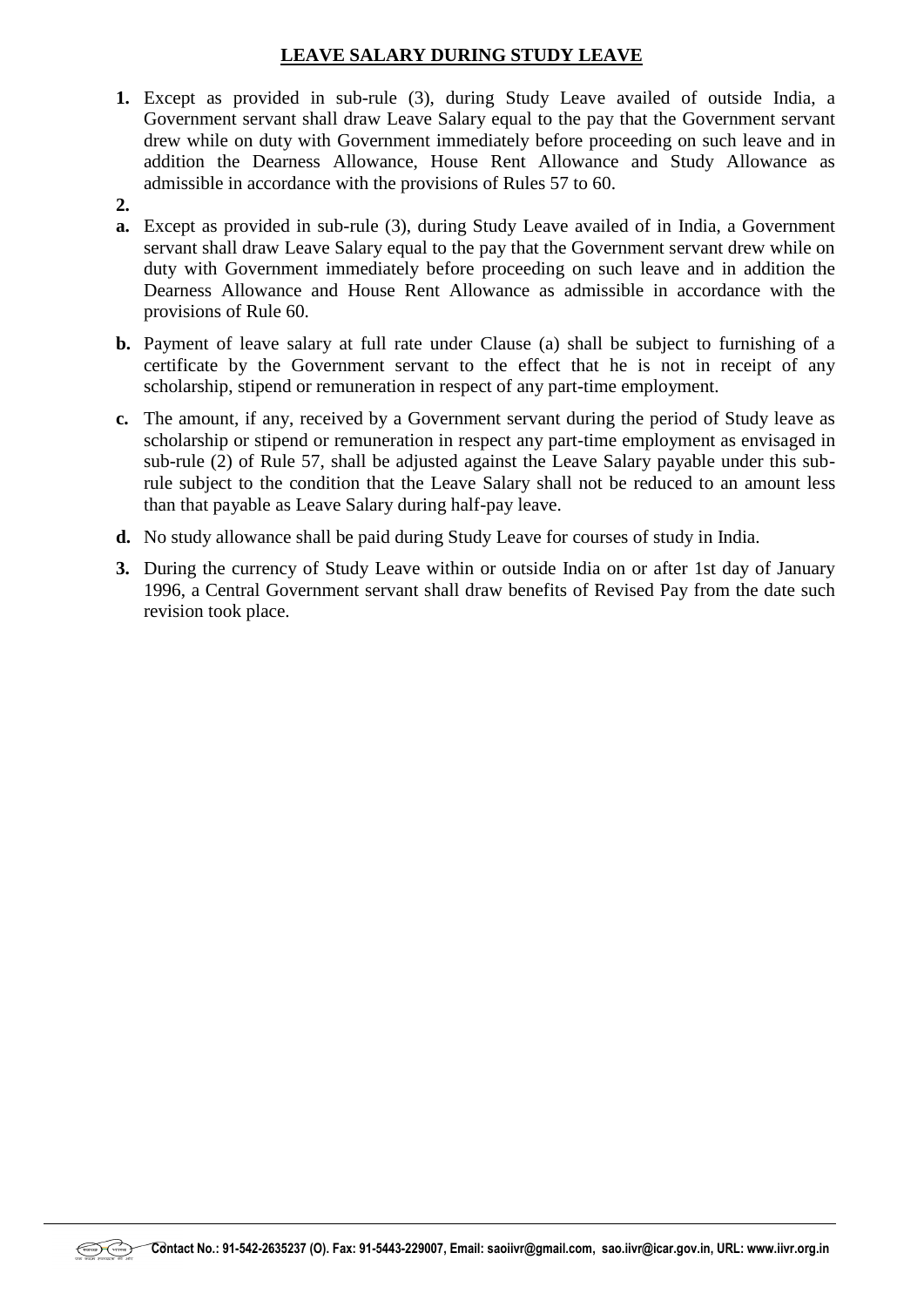## LEAVE SALARY DURING STUDY LEAVE

**1.** Except as provided in sub-rule (3), during Study Leave availed of outside India, a Government servant shall draw Leave Salary equal to the pay that the Government servant drew while on duty with Government immediately before proceeding on such leave and in addition the Dearness Allowance, House Rent Allowance and Study Allowance as admissible in accordance with the provisions of Rules 57 to 60.

**2.**

**a.** Except as provided in sub-rule (3), during Study Leave availed of in India, a Government servant shall draw Leave Salary equal to the pay that the Government servant drew while on duty with Government immediately before proceeding on such leave and in addition the Dearness Allowance and House Rent Allowance as admissible in accordance with the provisions of Rule 60.

**b.** Payment of leave salary at full rate under Clause (a) shall be subject to furnishing of a certificate by the Government servant to the effect that he is not in receipt of any scholarship, stipend or remuneration in respect of any part-time employment.

**c.** The amount, if any, received by a Government servant during the period of Study leave as scholarship or stipend or remuneration in respect any part-time employment as envisaged in sub-rule (2) of Rule 57, shall be adjusted against the Leave Salary payable under this sub-rule subject to the condition that the Leave Salary shall not be reduced to an amount less than that payable as Leave Salary during half-pay leave.

**d.** No study allowance shall be paid during Study Leave for courses of study in India.

**3.** During the currency of Study Leave within or outside India on or after 1st day of January 1996, a Central Government servant shall draw benefits of Revised Pay from the date such revision took place.